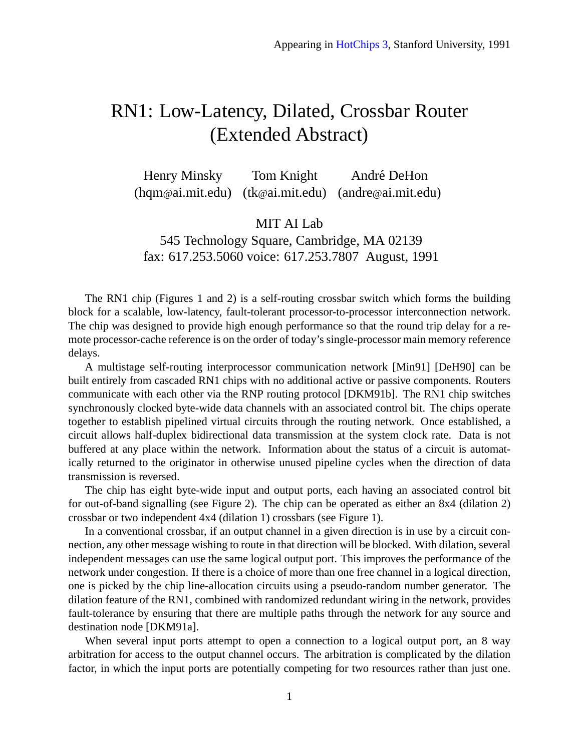Appearing in HotChips 3, Stanford University, 1991

# RN1: Low-Latency, Dilated, Crossbar Router (Extended Abstract)

Henry Minsky (hqm@ai.mit.edu) Tom Knight (tk@ai.mit.edu) André DeHon (andre@ai.mit.edu)

MIT AI Lab
545 Technology Square, Cambridge, MA 02139
fax: 617.253.5060 voice: 617.253.7807 August, 1991

The RN1 chip (Figures 1 and 2) is a self-routing crossbar switch which forms the building block for a scalable, low-latency, fault-tolerant processor-to-processor interconnection network. The chip was designed to provide high enough performance so that the round trip delay for a remote processor-cache reference is on the order of today's single-processor main memory reference delays.

A multistage self-routing interprocessor communication network [Min91] [DeH90] can be built entirely from cascaded RN1 chips with no additional active or passive components. Routers communicate with each other via the RNP routing protocol [DKM91b]. The RN1 chip switches synchronously clocked byte-wide data channels with an associated control bit. The chips operate together to establish pipelined virtual circuits through the routing network. Once established, a circuit allows half-duplex bidirectional data transmission at the system clock rate. Data is not buffered at any place within the network. Information about the status of a circuit is automatically returned to the originator in otherwise unused pipeline cycles when the direction of data transmission is reversed.

The chip has eight byte-wide input and output ports, each having an associated control bit for out-of-band signalling (see Figure 2). The chip can be operated as either an 8x4 (dilation 2) crossbar or two independent 4x4 (dilation 1) crossbars (see Figure 1).

In a conventional crossbar, if an output channel in a given direction is in use by a circuit connection, any other message wishing to route in that direction will be blocked. With dilation, several independent messages can use the same logical output port. This improves the performance of the network under congestion. If there is a choice of more than one free channel in a logical direction, one is picked by the chip line-allocation circuits using a pseudo-random number generator. The dilation feature of the RN1, combined with randomized redundant wiring in the network, provides fault-tolerance by ensuring that there are multiple paths through the network for any source and destination node [DKM91a].

When several input ports attempt to open a connection to a logical output port, an 8 way arbitration for access to the output channel occurs. The arbitration is complicated by the dilation factor, in which the input ports are potentially competing for two resources rather than just one.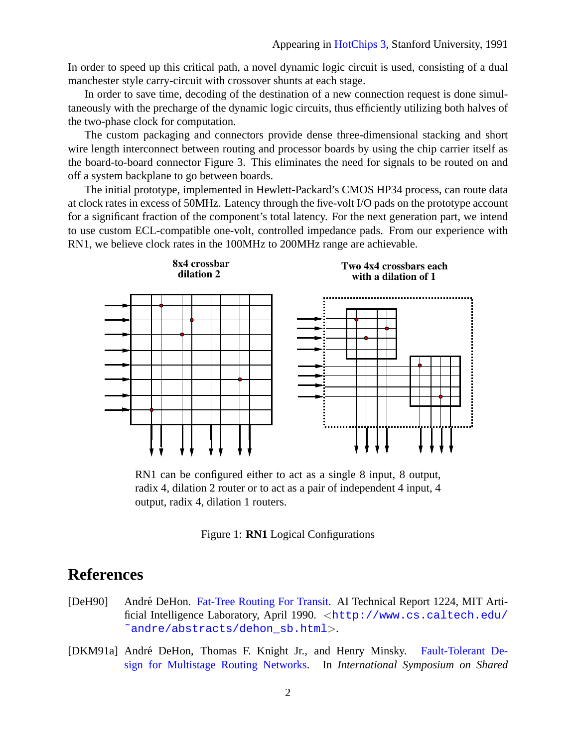In order to speed up this critical path, a novel dynamic logic circuit is used, consisting of a dual manchester style carry-circuit with crossover shunts at each stage.

In order to save time, decoding of the destination of a new connection request is done simultaneously with the precharge of the dynamic logic circuits, thus efficiently utilizing both halves of the two-phase clock for computation.

The custom packaging and connectors provide dense three-dimensional stacking and short wire length interconnect between routing and processor boards by using the chip carrier itself as the board-to-board connector Figure 3. This eliminates the need for signals to be routed on and off a system backplane to go between boards.

The initial prototype, implemented in Hewlett-Packard's CMOS HP34 process, can route data at clock rates in excess of 50MHz. Latency through the five-volt I/O pads on the prototype account for a significant fraction of the component's total latency. For the next generation part, we intend to use custom ECL-compatible one-volt, controlled impedance pads. From our experience with RN1, we believe clock rates in the 100MHz to 200MHz range are achievable.

**8x4 crossbar dilation 2** | **Two 4x4 crossbars each with a dilation of 1**

RN1 can be configured either to act as a single 8 input, 8 output, radix 4, dilation 2 router or to act as a pair of independent 4 input, 4 output, radix 4, dilation 1 routers.

Figure 1: **RN1** Logical Configurations

# References

[DeH90] André DeHon. Fat-Tree Routing For Transit. AI Technical Report 1224, MIT Artificial Intelligence Laboratory, April 1990. <`http://www.cs.caltech.edu/~andre/abstracts/dehon_sb.html`>.

[DKM91a] André DeHon, Thomas F. Knight Jr., and Henry Minsky. Fault-Tolerant Design for Multistage Routing Networks. In *International Symposium on Shared*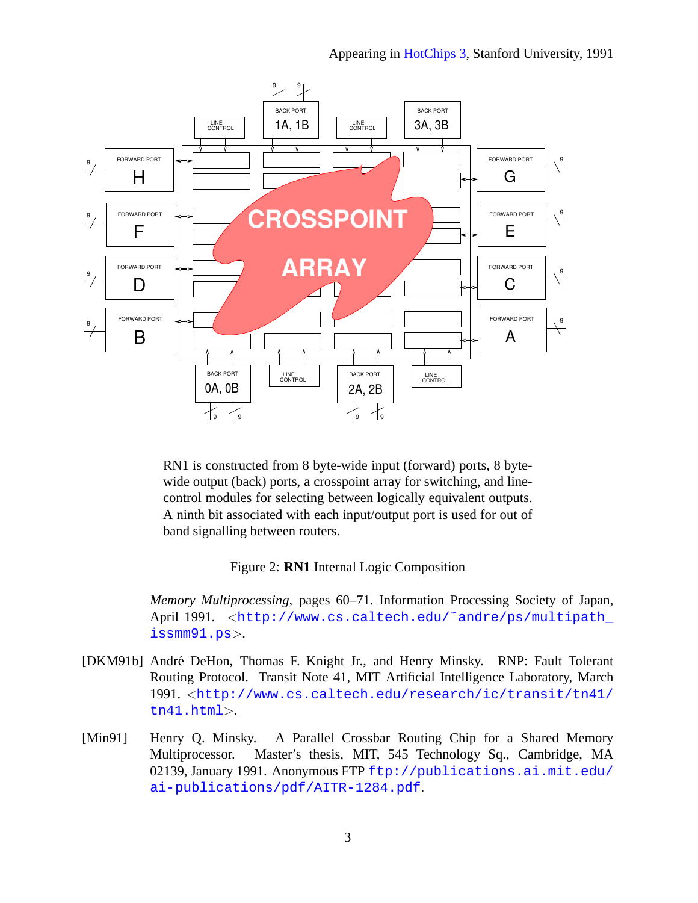RN1 is constructed from 8 byte-wide input (forward) ports, 8 byte-wide output (back) ports, a crosspoint array for switching, and line-control modules for selecting between logically equivalent outputs. A ninth bit associated with each input/output port is used for out of band signalling between routers.

Figure 2: **RN1** Internal Logic Composition

*Memory Multiprocessing*, pages 60–71. Information Processing Society of Japan, April 1991. <http://www.cs.caltech.edu/~andre/ps/multipath_issmm91.ps>.

[DKM91b] André DeHon, Thomas F. Knight Jr., and Henry Minsky. RNP: Fault Tolerant Routing Protocol. Transit Note 41, MIT Artificial Intelligence Laboratory, March 1991. <http://www.cs.caltech.edu/research/ic/transit/tn41/tn41.html>.

[Min91] Henry Q. Minsky. A Parallel Crossbar Routing Chip for a Shared Memory Multiprocessor. Master's thesis, MIT, 545 Technology Sq., Cambridge, MA 02139, January 1991. Anonymous FTP ftp://publications.ai.mit.edu/ai-publications/pdf/AITR-1284.pdf.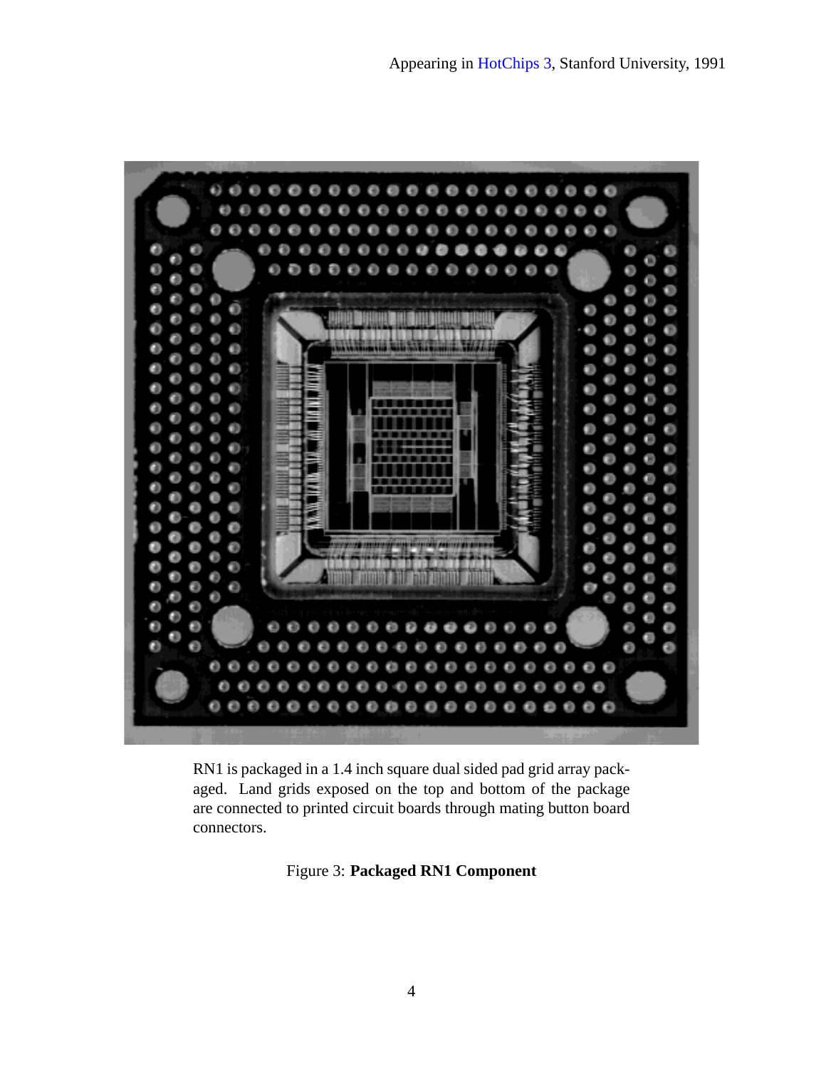RN1 is packaged in a 1.4 inch square dual sided pad grid array packaged. Land grids exposed on the top and bottom of the package are connected to printed circuit boards through mating button board connectors.

Figure 3: **Packaged RN1 Component**